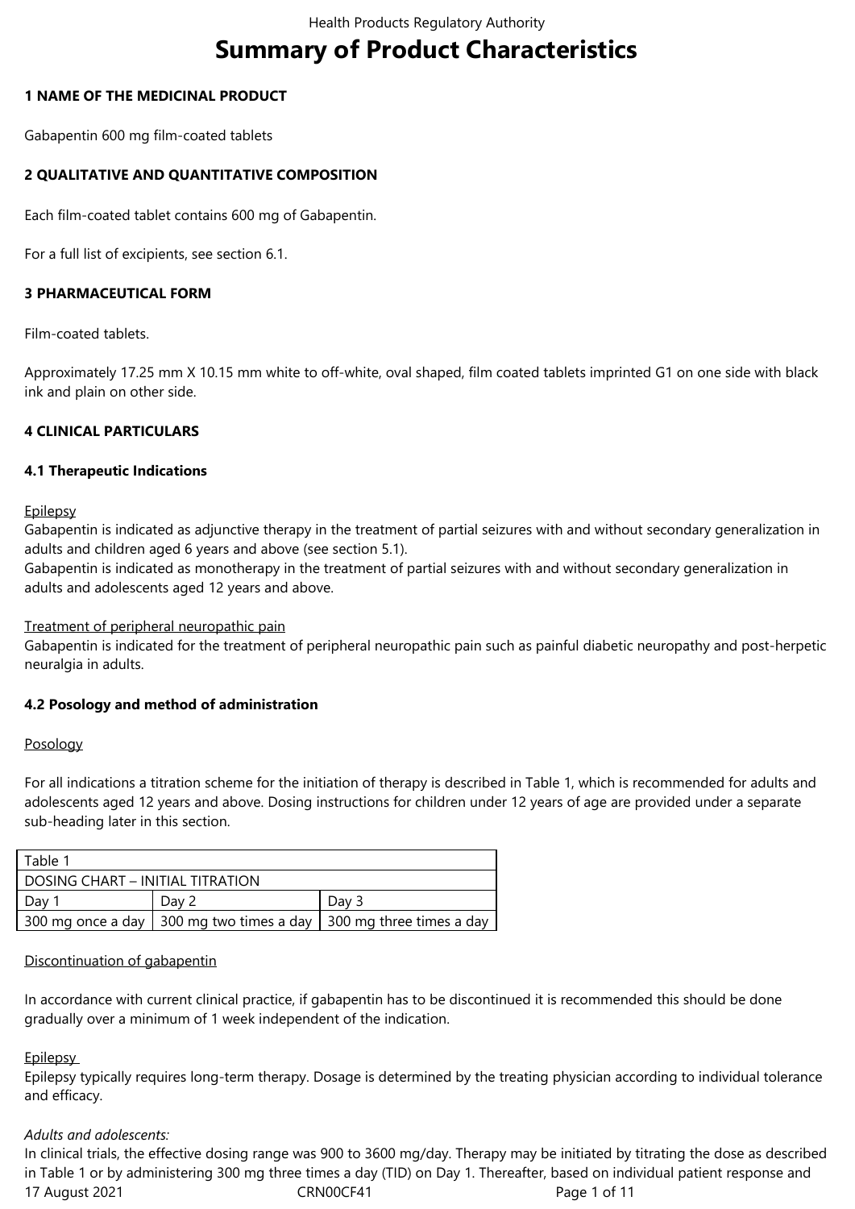# Summary of Product Characteristics

## 1 NAME OF THE MEDICINAL PRODUCT

Gabapentin 600 mg film-coated tablets

## 2 QUALITATIVE AND QUANTITATIVE COMPOSITION

Each film-coated tablet contains 600 mg of Gabapentin.

For a full list of excipients, see section 6.1.

## 3 PHARMACEUTICAL FORM

Film-coated tablets.

Approximately 17.25 mm X 10.15 mm white to off-white, oval shaped, film coated tablets imprinted G1 on one side with black ink and plain on other side.

## 4 CLINICAL PARTICULARS

### 4.1 Therapeutic Indications

Epilepsy

Gabapentin is indicated as adjunctive therapy in the treatment of partial seizures with and without secondary generalization in adults and children aged 6 years and above (see section 5.1).

Gabapentin is indicated as monotherapy in the treatment of partial seizures with and without secondary generalization in adults and adolescents aged 12 years and above.

Treatment of peripheral neuropathic pain

Gabapentin is indicated for the treatment of peripheral neuropathic pain such as painful diabetic neuropathy and post-herpetic neuralgia in adults.

### 4.2 Posology and method of administration

Posology

For all indications a titration scheme for the initiation of therapy is described in Table 1, which is recommended for adults and adolescents aged 12 years and above. Dosing instructions for children under 12 years of age are provided under a separate sub-heading later in this section.

| Table 1 | | |
|---|---|---|
| DOSING CHART – INITIAL TITRATION | | |
| Day 1 | Day 2 | Day 3 |
| 300 mg once a day | 300 mg two times a day | 300 mg three times a day |

Discontinuation of gabapentin

In accordance with current clinical practice, if gabapentin has to be discontinued it is recommended this should be done gradually over a minimum of 1 week independent of the indication.

Epilepsy

Epilepsy typically requires long-term therapy. Dosage is determined by the treating physician according to individual tolerance and efficacy.

*Adults and adolescents:*

In clinical trials, the effective dosing range was 900 to 3600 mg/day. Therapy may be initiated by titrating the dose as described in Table 1 or by administering 300 mg three times a day (TID) on Day 1. Thereafter, based on individual patient response and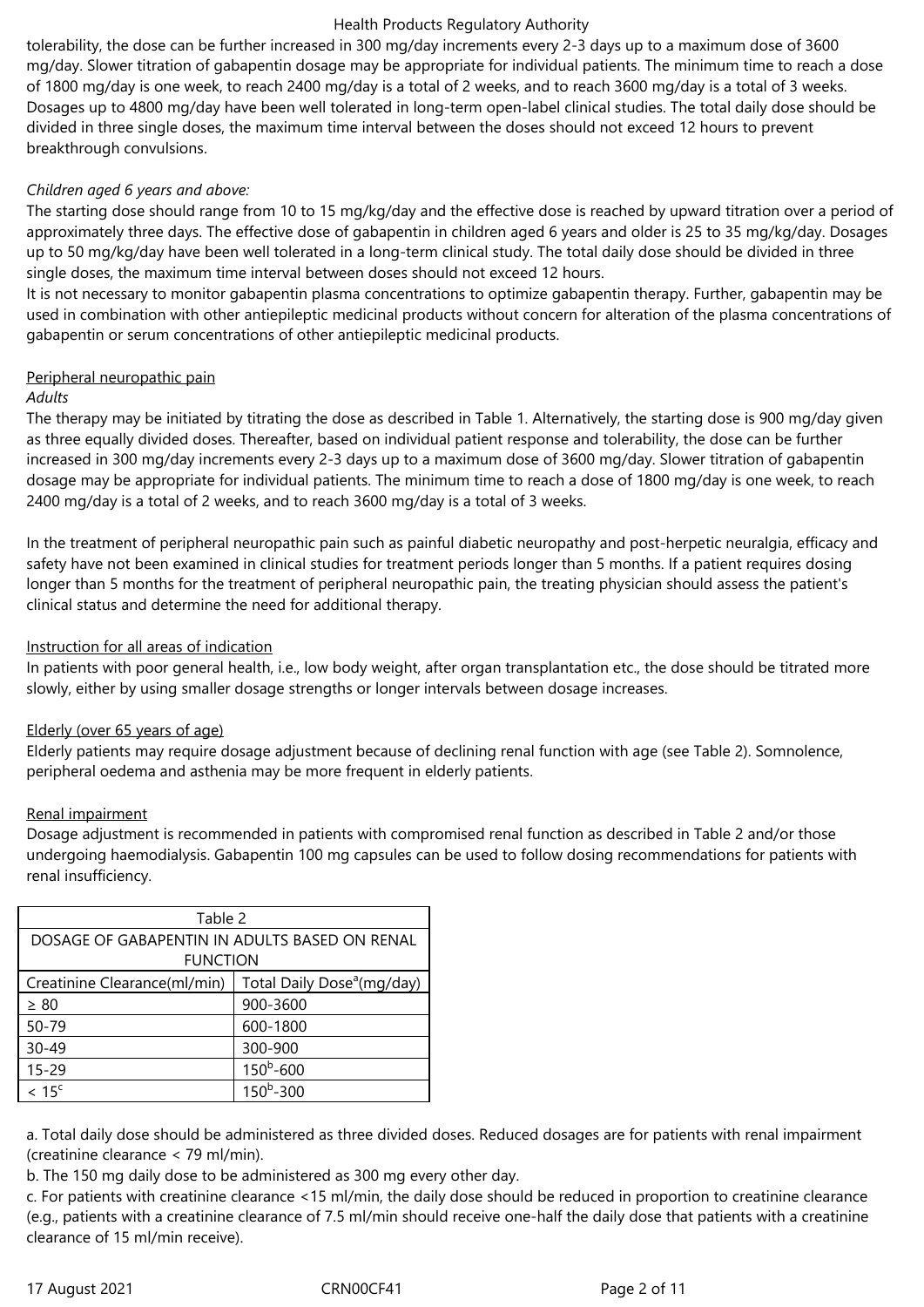tolerability, the dose can be further increased in 300 mg/day increments every 2-3 days up to a maximum dose of 3600 mg/day. Slower titration of gabapentin dosage may be appropriate for individual patients. The minimum time to reach a dose of 1800 mg/day is one week, to reach 2400 mg/day is a total of 2 weeks, and to reach 3600 mg/day is a total of 3 weeks. Dosages up to 4800 mg/day have been well tolerated in long-term open-label clinical studies. The total daily dose should be divided in three single doses, the maximum time interval between the doses should not exceed 12 hours to prevent breakthrough convulsions.

*Children aged 6 years and above:*
The starting dose should range from 10 to 15 mg/kg/day and the effective dose is reached by upward titration over a period of approximately three days. The effective dose of gabapentin in children aged 6 years and older is 25 to 35 mg/kg/day. Dosages up to 50 mg/kg/day have been well tolerated in a long-term clinical study. The total daily dose should be divided in three single doses, the maximum time interval between doses should not exceed 12 hours.
It is not necessary to monitor gabapentin plasma concentrations to optimize gabapentin therapy. Further, gabapentin may be used in combination with other antiepileptic medicinal products without concern for alteration of the plasma concentrations of gabapentin or serum concentrations of other antiepileptic medicinal products.

Peripheral neuropathic pain

*Adults*
The therapy may be initiated by titrating the dose as described in Table 1. Alternatively, the starting dose is 900 mg/day given as three equally divided doses. Thereafter, based on individual patient response and tolerability, the dose can be further increased in 300 mg/day increments every 2-3 days up to a maximum dose of 3600 mg/day. Slower titration of gabapentin dosage may be appropriate for individual patients. The minimum time to reach a dose of 1800 mg/day is one week, to reach 2400 mg/day is a total of 2 weeks, and to reach 3600 mg/day is a total of 3 weeks.

In the treatment of peripheral neuropathic pain such as painful diabetic neuropathy and post-herpetic neuralgia, efficacy and safety have not been examined in clinical studies for treatment periods longer than 5 months. If a patient requires dosing longer than 5 months for the treatment of peripheral neuropathic pain, the treating physician should assess the patient's clinical status and determine the need for additional therapy.

Instruction for all areas of indication

In patients with poor general health, i.e., low body weight, after organ transplantation etc., the dose should be titrated more slowly, either by using smaller dosage strengths or longer intervals between dosage increases.

Elderly (over 65 years of age)

Elderly patients may require dosage adjustment because of declining renal function with age (see Table 2). Somnolence, peripheral oedema and asthenia may be more frequent in elderly patients.

Renal impairment

Dosage adjustment is recommended in patients with compromised renal function as described in Table 2 and/or those undergoing haemodialysis. Gabapentin 100 mg capsules can be used to follow dosing recommendations for patients with renal insufficiency.

| Table 2 | |
|---|---|
| DOSAGE OF GABAPENTIN IN ADULTS BASED ON RENAL FUNCTION | |
| Creatinine Clearance(ml/min) | Total Daily Dose[a](mg/day) |
| ≥ 80 | 900-3600 |
| 50-79 | 600-1800 |
| 30-49 | 300-900 |
| 15-29 | 150[b]-600 |
| < 15[c] | 150[b]-300 |

a. Total daily dose should be administered as three divided doses. Reduced dosages are for patients with renal impairment (creatinine clearance < 79 ml/min).

b. The 150 mg daily dose to be administered as 300 mg every other day.

c. For patients with creatinine clearance <15 ml/min, the daily dose should be reduced in proportion to creatinine clearance (e.g., patients with a creatinine clearance of 7.5 ml/min should receive one-half the daily dose that patients with a creatinine clearance of 15 ml/min receive).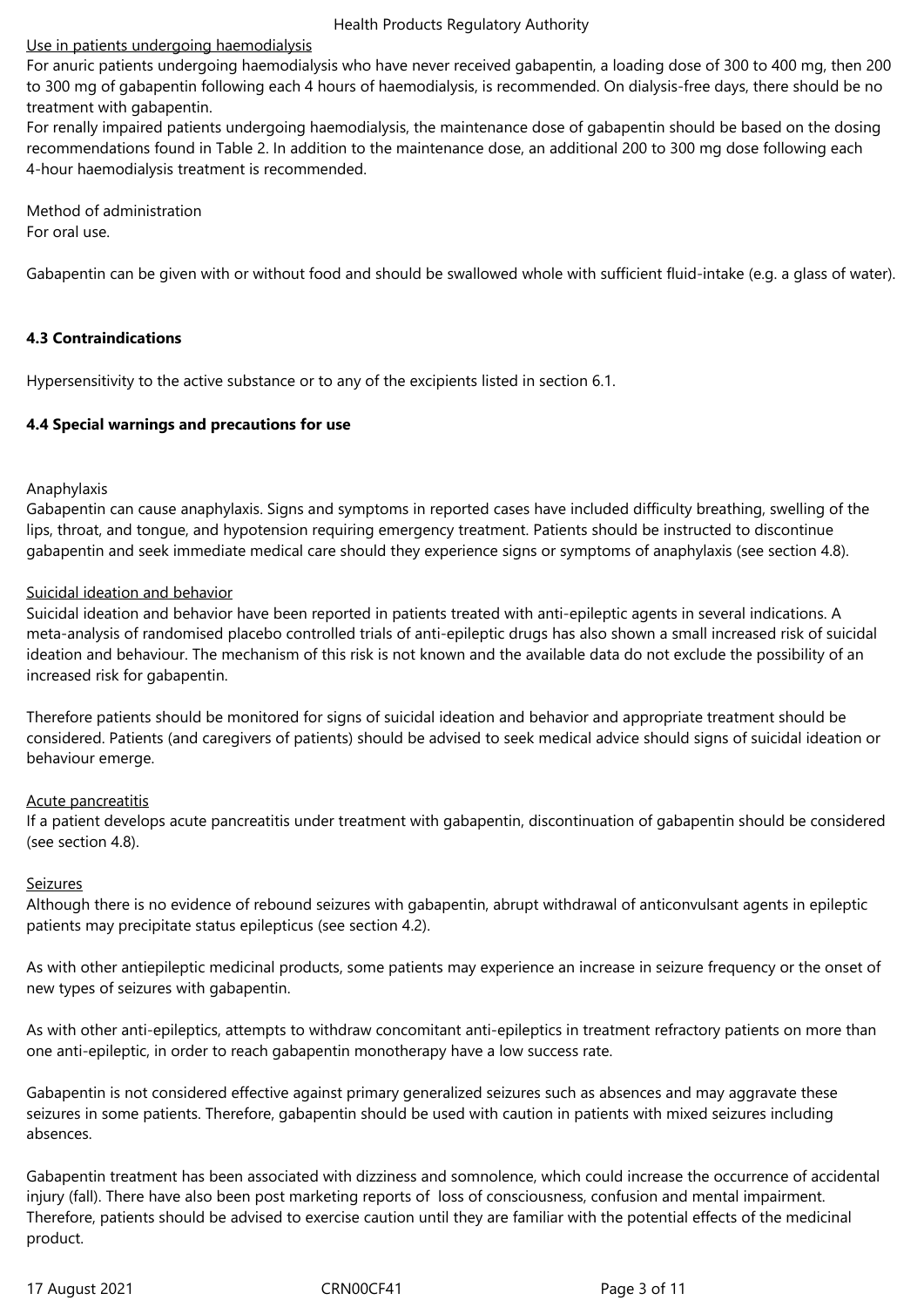Use in patients undergoing haemodialysis

For anuric patients undergoing haemodialysis who have never received gabapentin, a loading dose of 300 to 400 mg, then 200 to 300 mg of gabapentin following each 4 hours of haemodialysis, is recommended. On dialysis-free days, there should be no treatment with gabapentin.

For renally impaired patients undergoing haemodialysis, the maintenance dose of gabapentin should be based on the dosing recommendations found in Table 2. In addition to the maintenance dose, an additional 200 to 300 mg dose following each 4-hour haemodialysis treatment is recommended.

Method of administration

For oral use.

Gabapentin can be given with or without food and should be swallowed whole with sufficient fluid-intake (e.g. a glass of water).

**4.3 Contraindications**

Hypersensitivity to the active substance or to any of the excipients listed in section 6.1.

**4.4 Special warnings and precautions for use**

Anaphylaxis

Gabapentin can cause anaphylaxis. Signs and symptoms in reported cases have included difficulty breathing, swelling of the lips, throat, and tongue, and hypotension requiring emergency treatment. Patients should be instructed to discontinue gabapentin and seek immediate medical care should they experience signs or symptoms of anaphylaxis (see section 4.8).

Suicidal ideation and behavior

Suicidal ideation and behavior have been reported in patients treated with anti-epileptic agents in several indications. A meta-analysis of randomised placebo controlled trials of anti-epileptic drugs has also shown a small increased risk of suicidal ideation and behaviour. The mechanism of this risk is not known and the available data do not exclude the possibility of an increased risk for gabapentin.

Therefore patients should be monitored for signs of suicidal ideation and behavior and appropriate treatment should be considered. Patients (and caregivers of patients) should be advised to seek medical advice should signs of suicidal ideation or behaviour emerge.

Acute pancreatitis

If a patient develops acute pancreatitis under treatment with gabapentin, discontinuation of gabapentin should be considered (see section 4.8).

Seizures

Although there is no evidence of rebound seizures with gabapentin, abrupt withdrawal of anticonvulsant agents in epileptic patients may precipitate status epilepticus (see section 4.2).

As with other antiepileptic medicinal products, some patients may experience an increase in seizure frequency or the onset of new types of seizures with gabapentin.

As with other anti-epileptics, attempts to withdraw concomitant anti-epileptics in treatment refractory patients on more than one anti-epileptic, in order to reach gabapentin monotherapy have a low success rate.

Gabapentin is not considered effective against primary generalized seizures such as absences and may aggravate these seizures in some patients. Therefore, gabapentin should be used with caution in patients with mixed seizures including absences.

Gabapentin treatment has been associated with dizziness and somnolence, which could increase the occurrence of accidental injury (fall). There have also been post marketing reports of loss of consciousness, confusion and mental impairment. Therefore, patients should be advised to exercise caution until they are familiar with the potential effects of the medicinal product.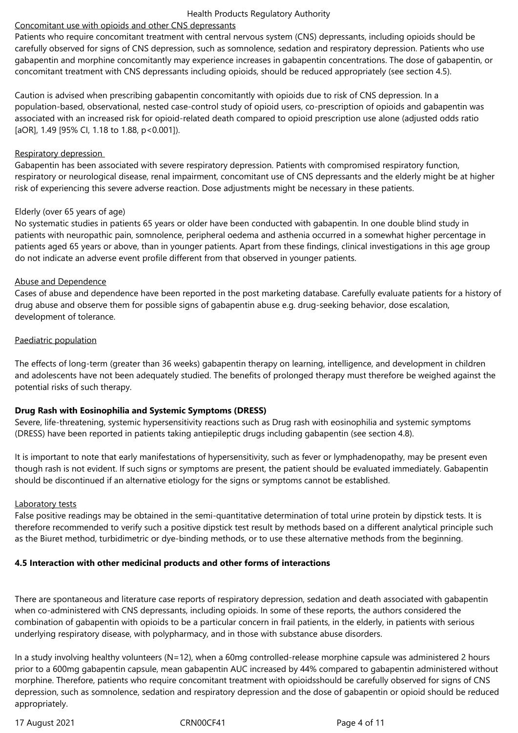Concomitant use with opioids and other CNS depressants

Patients who require concomitant treatment with central nervous system (CNS) depressants, including opioids should be carefully observed for signs of CNS depression, such as somnolence, sedation and respiratory depression. Patients who use gabapentin and morphine concomitantly may experience increases in gabapentin concentrations. The dose of gabapentin, or concomitant treatment with CNS depressants including opioids, should be reduced appropriately (see section 4.5).

Caution is advised when prescribing gabapentin concomitantly with opioids due to risk of CNS depression. In a population-based, observational, nested case-control study of opioid users, co-prescription of opioids and gabapentin was associated with an increased risk for opioid-related death compared to opioid prescription use alone (adjusted odds ratio [aOR], 1.49 [95% CI, 1.18 to 1.88, $p<0.001$]).

Respiratory depression

Gabapentin has been associated with severe respiratory depression. Patients with compromised respiratory function, respiratory or neurological disease, renal impairment, concomitant use of CNS depressants and the elderly might be at higher risk of experiencing this severe adverse reaction. Dose adjustments might be necessary in these patients.

Elderly (over 65 years of age)

No systematic studies in patients 65 years or older have been conducted with gabapentin. In one double blind study in patients with neuropathic pain, somnolence, peripheral oedema and asthenia occurred in a somewhat higher percentage in patients aged 65 years or above, than in younger patients. Apart from these findings, clinical investigations in this age group do not indicate an adverse event profile different from that observed in younger patients.

Abuse and Dependence

Cases of abuse and dependence have been reported in the post marketing database. Carefully evaluate patients for a history of drug abuse and observe them for possible signs of gabapentin abuse e.g. drug-seeking behavior, dose escalation, development of tolerance.

Paediatric population

The effects of long-term (greater than 36 weeks) gabapentin therapy on learning, intelligence, and development in children and adolescents have not been adequately studied. The benefits of prolonged therapy must therefore be weighed against the potential risks of such therapy.

**Drug Rash with Eosinophilia and Systemic Symptoms (DRESS)**

Severe, life-threatening, systemic hypersensitivity reactions such as Drug rash with eosinophilia and systemic symptoms (DRESS) have been reported in patients taking antiepileptic drugs including gabapentin (see section 4.8).

It is important to note that early manifestations of hypersensitivity, such as fever or lymphadenopathy, may be present even though rash is not evident. If such signs or symptoms are present, the patient should be evaluated immediately. Gabapentin should be discontinued if an alternative etiology for the signs or symptoms cannot be established.

Laboratory tests

False positive readings may be obtained in the semi-quantitative determination of total urine protein by dipstick tests. It is therefore recommended to verify such a positive dipstick test result by methods based on a different analytical principle such as the Biuret method, turbidimetric or dye-binding methods, or to use these alternative methods from the beginning.

## 4.5 Interaction with other medicinal products and other forms of interactions

There are spontaneous and literature case reports of respiratory depression, sedation and death associated with gabapentin when co-administered with CNS depressants, including opioids. In some of these reports, the authors considered the combination of gabapentin with opioids to be a particular concern in frail patients, in the elderly, in patients with serious underlying respiratory disease, with polypharmacy, and in those with substance abuse disorders.

In a study involving healthy volunteers (N=12), when a 60mg controlled-release morphine capsule was administered 2 hours prior to a 600mg gabapentin capsule, mean gabapentin AUC increased by 44% compared to gabapentin administered without morphine. Therefore, patients who require concomitant treatment with opioidsshould be carefully observed for signs of CNS depression, such as somnolence, sedation and respiratory depression and the dose of gabapentin or opioid should be reduced appropriately.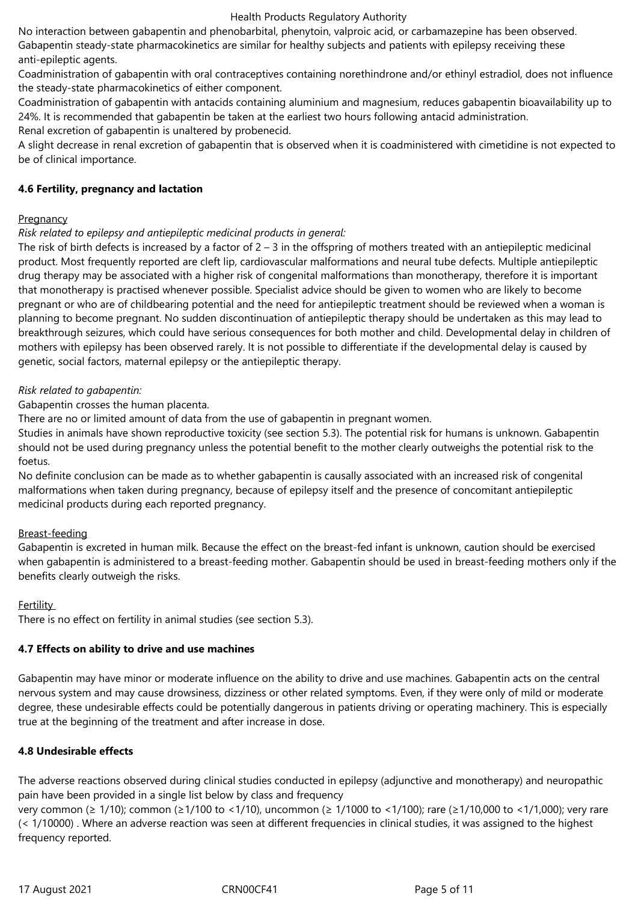No interaction between gabapentin and phenobarbital, phenytoin, valproic acid, or carbamazepine has been observed. Gabapentin steady-state pharmacokinetics are similar for healthy subjects and patients with epilepsy receiving these anti-epileptic agents.

Coadministration of gabapentin with oral contraceptives containing norethindrone and/or ethinyl estradiol, does not influence the steady-state pharmacokinetics of either component.

Coadministration of gabapentin with antacids containing aluminium and magnesium, reduces gabapentin bioavailability up to 24%. It is recommended that gabapentin be taken at the earliest two hours following antacid administration.

Renal excretion of gabapentin is unaltered by probenecid.

A slight decrease in renal excretion of gabapentin that is observed when it is coadministered with cimetidine is not expected to be of clinical importance.

**4.6 Fertility, pregnancy and lactation**

Pregnancy

*Risk related to epilepsy and antiepileptic medicinal products in general:*

The risk of birth defects is increased by a factor of 2 – 3 in the offspring of mothers treated with an antiepileptic medicinal product. Most frequently reported are cleft lip, cardiovascular malformations and neural tube defects. Multiple antiepileptic drug therapy may be associated with a higher risk of congenital malformations than monotherapy, therefore it is important that monotherapy is practised whenever possible. Specialist advice should be given to women who are likely to become pregnant or who are of childbearing potential and the need for antiepileptic treatment should be reviewed when a woman is planning to become pregnant. No sudden discontinuation of antiepileptic therapy should be undertaken as this may lead to breakthrough seizures, which could have serious consequences for both mother and child. Developmental delay in children of mothers with epilepsy has been observed rarely. It is not possible to differentiate if the developmental delay is caused by genetic, social factors, maternal epilepsy or the antiepileptic therapy.

*Risk related to gabapentin:*

Gabapentin crosses the human placenta.

There are no or limited amount of data from the use of gabapentin in pregnant women.

Studies in animals have shown reproductive toxicity (see section 5.3). The potential risk for humans is unknown. Gabapentin should not be used during pregnancy unless the potential benefit to the mother clearly outweighs the potential risk to the foetus.

No definite conclusion can be made as to whether gabapentin is causally associated with an increased risk of congenital malformations when taken during pregnancy, because of epilepsy itself and the presence of concomitant antiepileptic medicinal products during each reported pregnancy.

Breast-feeding

Gabapentin is excreted in human milk. Because the effect on the breast-fed infant is unknown, caution should be exercised when gabapentin is administered to a breast-feeding mother. Gabapentin should be used in breast-feeding mothers only if the benefits clearly outweigh the risks.

Fertility

There is no effect on fertility in animal studies (see section 5.3).

**4.7 Effects on ability to drive and use machines**

Gabapentin may have minor or moderate influence on the ability to drive and use machines. Gabapentin acts on the central nervous system and may cause drowsiness, dizziness or other related symptoms. Even, if they were only of mild or moderate degree, these undesirable effects could be potentially dangerous in patients driving or operating machinery. This is especially true at the beginning of the treatment and after increase in dose.

**4.8 Undesirable effects**

The adverse reactions observed during clinical studies conducted in epilepsy (adjunctive and monotherapy) and neuropathic pain have been provided in a single list below by class and frequency

very common ($\geq$ 1/10); common ($\geq$1/100 to <1/10), uncommon ($\geq$ 1/1000 to <1/100); rare ($\geq$1/10,000 to <1/1,000); very rare (< 1/10000) . Where an adverse reaction was seen at different frequencies in clinical studies, it was assigned to the highest frequency reported.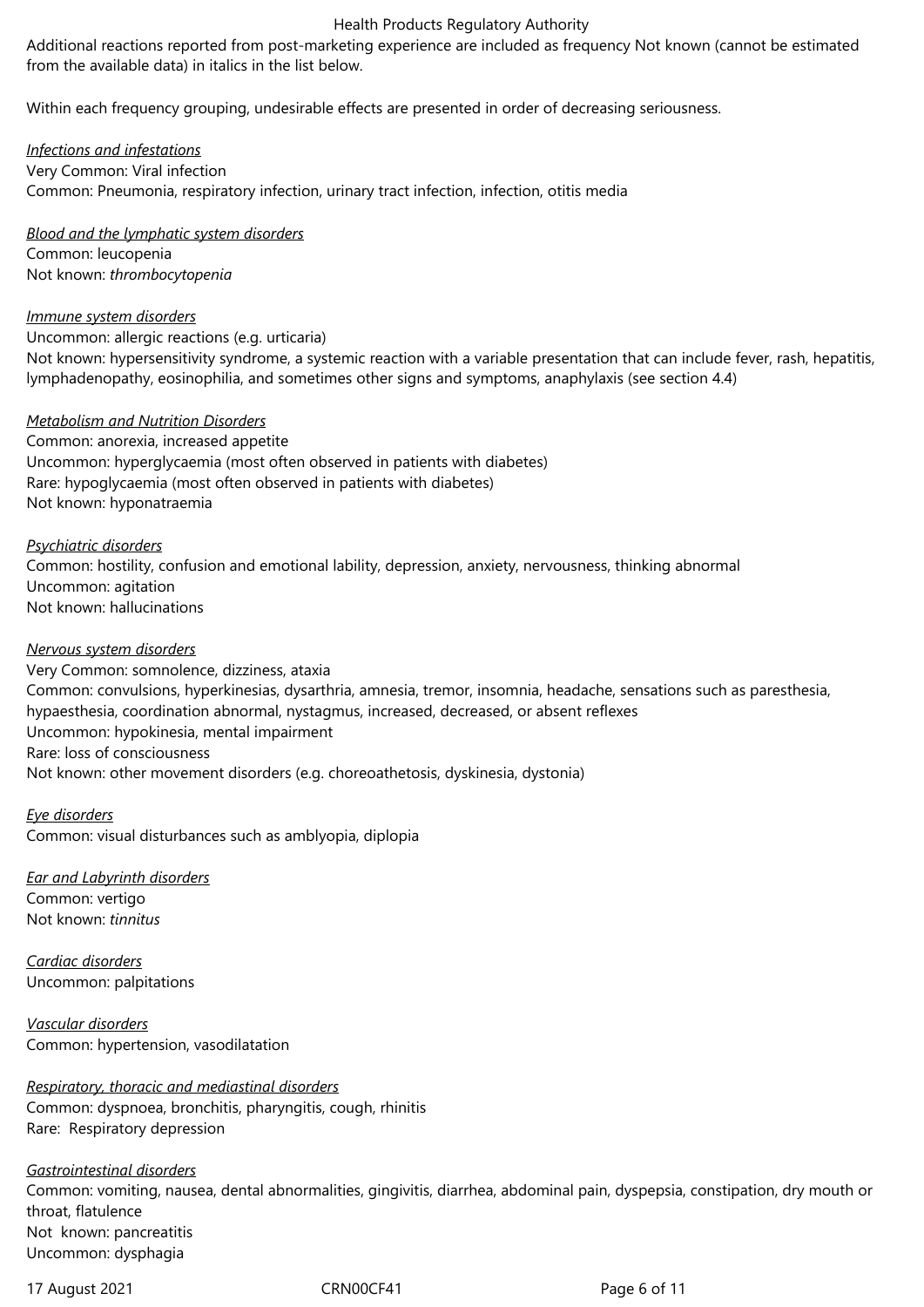Additional reactions reported from post-marketing experience are included as frequency Not known (cannot be estimated from the available data) in italics in the list below.

Within each frequency grouping, undesirable effects are presented in order of decreasing seriousness.

*Infections and infestations*
Very Common: Viral infection
Common: Pneumonia, respiratory infection, urinary tract infection, infection, otitis media

*Blood and the lymphatic system disorders*
Common: leucopenia
Not known: *thrombocytopenia*

*Immune system disorders*
Uncommon: allergic reactions (e.g. urticaria)
Not known: hypersensitivity syndrome, a systemic reaction with a variable presentation that can include fever, rash, hepatitis, lymphadenopathy, eosinophilia, and sometimes other signs and symptoms, anaphylaxis (see section 4.4)

*Metabolism and Nutrition Disorders*
Common: anorexia, increased appetite
Uncommon: hyperglycaemia (most often observed in patients with diabetes)
Rare: hypoglycaemia (most often observed in patients with diabetes)
Not known: hyponatraemia

*Psychiatric disorders*
Common: hostility, confusion and emotional lability, depression, anxiety, nervousness, thinking abnormal
Uncommon: agitation
Not known: hallucinations

*Nervous system disorders*
Very Common: somnolence, dizziness, ataxia
Common: convulsions, hyperkinesias, dysarthria, amnesia, tremor, insomnia, headache, sensations such as paresthesia, hypaesthesia, coordination abnormal, nystagmus, increased, decreased, or absent reflexes
Uncommon: hypokinesia, mental impairment
Rare: loss of consciousness
Not known: other movement disorders (e.g. choreoathetosis, dyskinesia, dystonia)

*Eye disorders*
Common: visual disturbances such as amblyopia, diplopia

*Ear and Labyrinth disorders*
Common: vertigo
Not known: *tinnitus*

*Cardiac disorders*
Uncommon: palpitations

*Vascular disorders*
Common: hypertension, vasodilatation

*Respiratory, thoracic and mediastinal disorders*
Common: dyspnoea, bronchitis, pharyngitis, cough, rhinitis
Rare: Respiratory depression

*Gastrointestinal disorders*
Common: vomiting, nausea, dental abnormalities, gingivitis, diarrhea, abdominal pain, dyspepsia, constipation, dry mouth or throat, flatulence
Not known: pancreatitis
Uncommon: dysphagia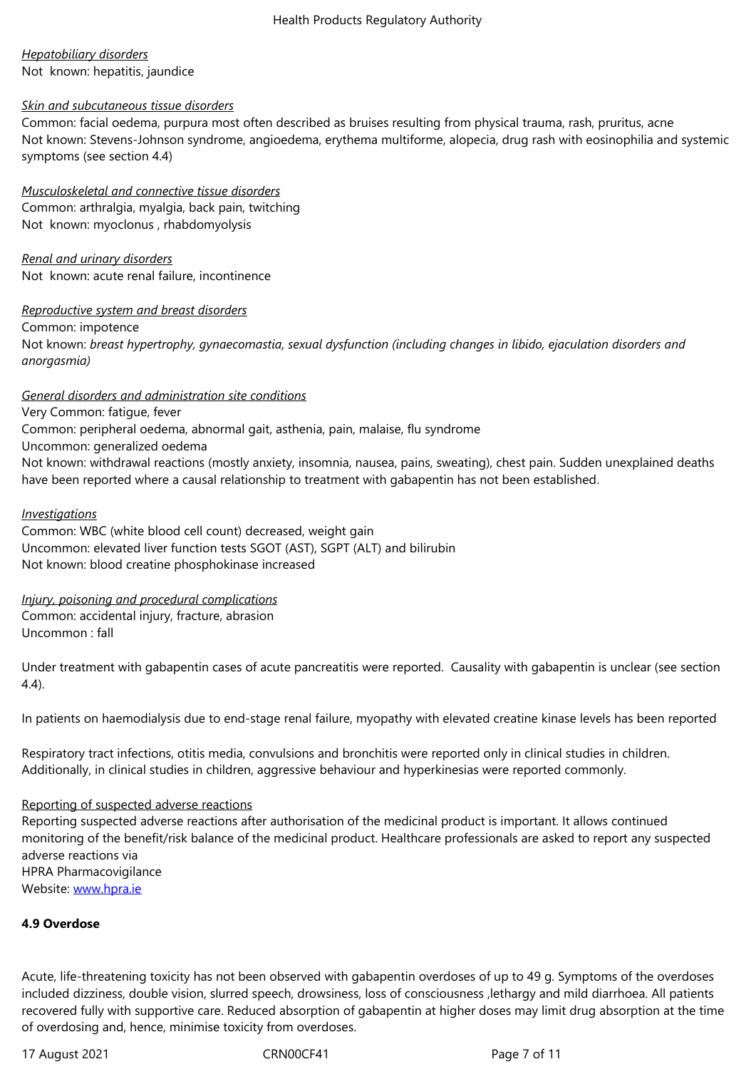*Hepatobiliary disorders*
Not known: hepatitis, jaundice

*Skin and subcutaneous tissue disorders*
Common: facial oedema, purpura most often described as bruises resulting from physical trauma, rash, pruritus, acne
Not known: Stevens-Johnson syndrome, angioedema, erythema multiforme, alopecia, drug rash with eosinophilia and systemic symptoms (see section 4.4)

*Musculoskeletal and connective tissue disorders*
Common: arthralgia, myalgia, back pain, twitching
Not known: myoclonus , rhabdomyolysis

*Renal and urinary disorders*
Not known: acute renal failure, incontinence

*Reproductive system and breast disorders*
Common: impotence
Not known: *breast hypertrophy, gynaecomastia, sexual dysfunction (including changes in libido, ejaculation disorders and anorgasmia)*

*General disorders and administration site conditions*
Very Common: fatigue, fever
Common: peripheral oedema, abnormal gait, asthenia, pain, malaise, flu syndrome
Uncommon: generalized oedema
Not known: withdrawal reactions (mostly anxiety, insomnia, nausea, pains, sweating), chest pain. Sudden unexplained deaths have been reported where a causal relationship to treatment with gabapentin has not been established.

*Investigations*
Common: WBC (white blood cell count) decreased, weight gain
Uncommon: elevated liver function tests SGOT (AST), SGPT (ALT) and bilirubin
Not known: blood creatine phosphokinase increased

*Injury, poisoning and procedural complications*
Common: accidental injury, fracture, abrasion
Uncommon : fall

Under treatment with gabapentin cases of acute pancreatitis were reported. Causality with gabapentin is unclear (see section 4.4).

In patients on haemodialysis due to end-stage renal failure, myopathy with elevated creatine kinase levels has been reported

Respiratory tract infections, otitis media, convulsions and bronchitis were reported only in clinical studies in children. Additionally, in clinical studies in children, aggressive behaviour and hyperkinesias were reported commonly.

Reporting of suspected adverse reactions
Reporting suspected adverse reactions after authorisation of the medicinal product is important. It allows continued monitoring of the benefit/risk balance of the medicinal product. Healthcare professionals are asked to report any suspected adverse reactions via
HPRA Pharmacovigilance
Website: www.hpra.ie

**4.9 Overdose**

Acute, life-threatening toxicity has not been observed with gabapentin overdoses of up to 49 g. Symptoms of the overdoses included dizziness, double vision, slurred speech, drowsiness, loss of consciousness ,lethargy and mild diarrhoea. All patients recovered fully with supportive care. Reduced absorption of gabapentin at higher doses may limit drug absorption at the time of overdosing and, hence, minimise toxicity from overdoses.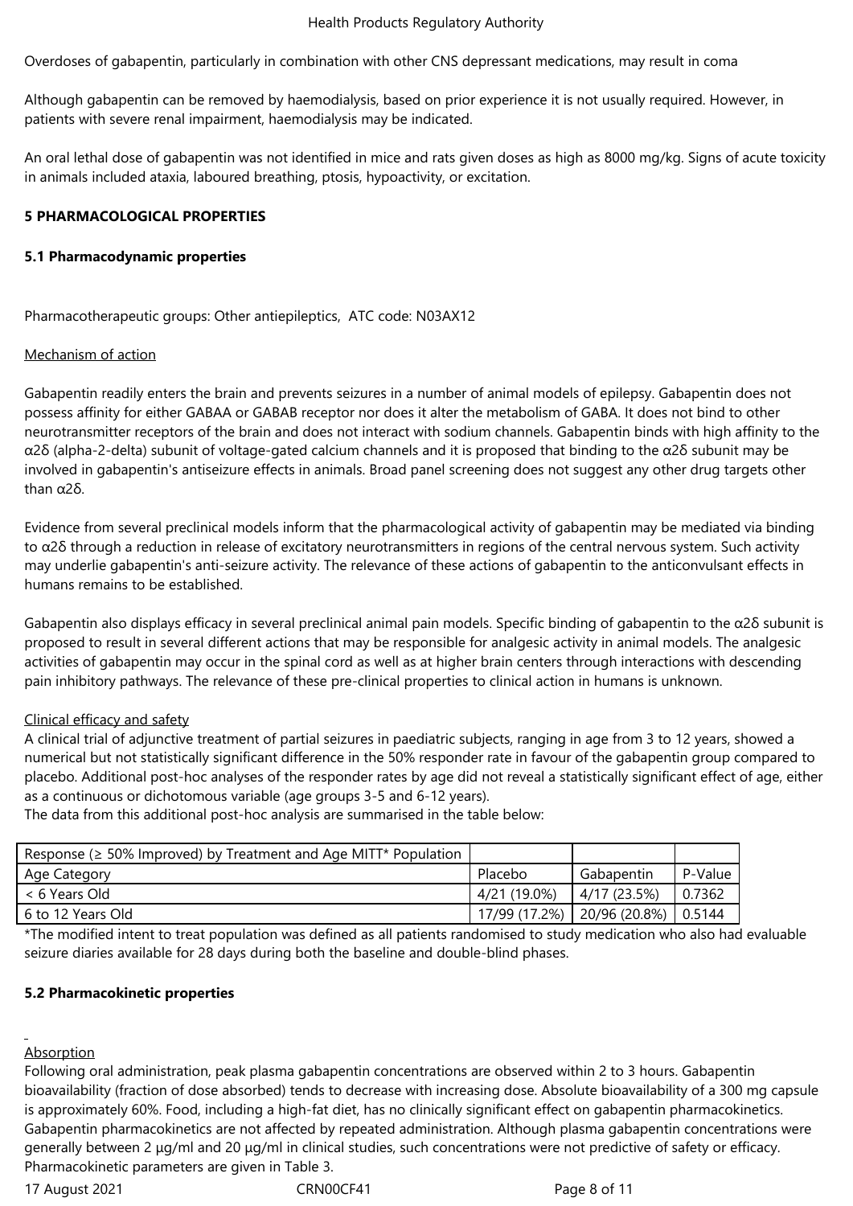Overdoses of gabapentin, particularly in combination with other CNS depressant medications, may result in coma

Although gabapentin can be removed by haemodialysis, based on prior experience it is not usually required. However, in patients with severe renal impairment, haemodialysis may be indicated.

An oral lethal dose of gabapentin was not identified in mice and rats given doses as high as 8000 mg/kg. Signs of acute toxicity in animals included ataxia, laboured breathing, ptosis, hypoactivity, or excitation.

## 5 PHARMACOLOGICAL PROPERTIES

### 5.1 Pharmacodynamic properties

Pharmacotherapeutic groups: Other antiepileptics, ATC code: N03AX12

Mechanism of action

Gabapentin readily enters the brain and prevents seizures in a number of animal models of epilepsy. Gabapentin does not possess affinity for either GABAA or GABAB receptor nor does it alter the metabolism of GABA. It does not bind to other neurotransmitter receptors of the brain and does not interact with sodium channels. Gabapentin binds with high affinity to the α2δ (alpha-2-delta) subunit of voltage-gated calcium channels and it is proposed that binding to the α2δ subunit may be involved in gabapentin's antiseizure effects in animals. Broad panel screening does not suggest any other drug targets other than α2δ.

Evidence from several preclinical models inform that the pharmacological activity of gabapentin may be mediated via binding to α2δ through a reduction in release of excitatory neurotransmitters in regions of the central nervous system. Such activity may underlie gabapentin's anti-seizure activity. The relevance of these actions of gabapentin to the anticonvulsant effects in humans remains to be established.

Gabapentin also displays efficacy in several preclinical animal pain models. Specific binding of gabapentin to the α2δ subunit is proposed to result in several different actions that may be responsible for analgesic activity in animal models. The analgesic activities of gabapentin may occur in the spinal cord as well as at higher brain centers through interactions with descending pain inhibitory pathways. The relevance of these pre-clinical properties to clinical action in humans is unknown.

Clinical efficacy and safety

A clinical trial of adjunctive treatment of partial seizures in paediatric subjects, ranging in age from 3 to 12 years, showed a numerical but not statistically significant difference in the 50% responder rate in favour of the gabapentin group compared to placebo. Additional post-hoc analyses of the responder rates by age did not reveal a statistically significant effect of age, either as a continuous or dichotomous variable (age groups 3-5 and 6-12 years).

The data from this additional post-hoc analysis are summarised in the table below:

| Response (≥ 50% Improved) by Treatment and Age MITT* Population | | | |
|---|---|---|---|
| Age Category | Placebo | Gabapentin | P-Value |
| < 6 Years Old | 4/21 (19.0%) | 4/17 (23.5%) | 0.7362 |
| 6 to 12 Years Old | 17/99 (17.2%) | 20/96 (20.8%) | 0.5144 |

*The modified intent to treat population was defined as all patients randomised to study medication who also had evaluable seizure diaries available for 28 days during both the baseline and double-blind phases.

### 5.2 Pharmacokinetic properties

Absorption

Following oral administration, peak plasma gabapentin concentrations are observed within 2 to 3 hours. Gabapentin bioavailability (fraction of dose absorbed) tends to decrease with increasing dose. Absolute bioavailability of a 300 mg capsule is approximately 60%. Food, including a high-fat diet, has no clinically significant effect on gabapentin pharmacokinetics. Gabapentin pharmacokinetics are not affected by repeated administration. Although plasma gabapentin concentrations were generally between 2 µg/ml and 20 µg/ml in clinical studies, such concentrations were not predictive of safety or efficacy. Pharmacokinetic parameters are given in Table 3.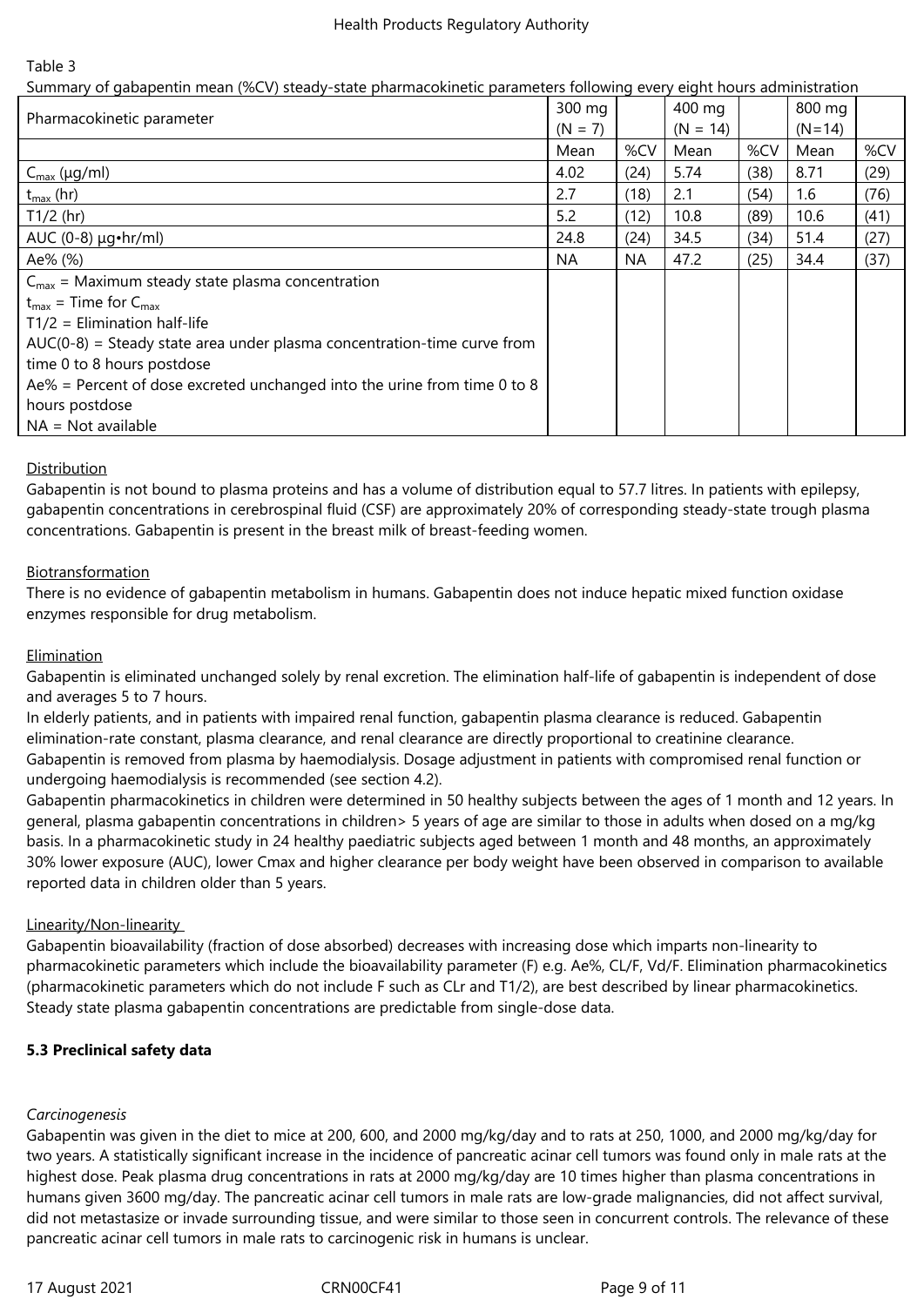Table 3

Summary of gabapentin mean (%CV) steady-state pharmacokinetic parameters following every eight hours administration

| Pharmacokinetic parameter | 300 mg (N = 7) | | 400 mg (N = 14) | | 800 mg (N=14) | |
|---|---|---|---|---|---|---|
| | Mean | %CV | Mean | %CV | Mean | %CV |
| $C_{max}$ (µg/ml) | 4.02 | (24) | 5.74 | (38) | 8.71 | (29) |
| $t_{max}$ (hr) | 2.7 | (18) | 2.1 | (54) | 1.6 | (76) |
| T1/2 (hr) | 5.2 | (12) | 10.8 | (89) | 10.6 | (41) |
| AUC (0-8) µg•hr/ml) | 24.8 | (24) | 34.5 | (34) | 51.4 | (27) |
| Ae% (%) | NA | NA | 47.2 | (25) | 34.4 | (37) |
| $C_{max}$ = Maximum steady state plasma concentration<br>$t_{max}$ = Time for $C_{max}$<br>T1/2 = Elimination half-life<br>AUC(0-8) = Steady state area under plasma concentration-time curve from time 0 to 8 hours postdose<br>Ae% = Percent of dose excreted unchanged into the urine from time 0 to 8 hours postdose<br>NA = Not available | | | | | | |

Distribution

Gabapentin is not bound to plasma proteins and has a volume of distribution equal to 57.7 litres. In patients with epilepsy, gabapentin concentrations in cerebrospinal fluid (CSF) are approximately 20% of corresponding steady-state trough plasma concentrations. Gabapentin is present in the breast milk of breast-feeding women.

Biotransformation

There is no evidence of gabapentin metabolism in humans. Gabapentin does not induce hepatic mixed function oxidase enzymes responsible for drug metabolism.

Elimination

Gabapentin is eliminated unchanged solely by renal excretion. The elimination half-life of gabapentin is independent of dose and averages 5 to 7 hours.

In elderly patients, and in patients with impaired renal function, gabapentin plasma clearance is reduced. Gabapentin elimination-rate constant, plasma clearance, and renal clearance are directly proportional to creatinine clearance.

Gabapentin is removed from plasma by haemodialysis. Dosage adjustment in patients with compromised renal function or undergoing haemodialysis is recommended (see section 4.2).

Gabapentin pharmacokinetics in children were determined in 50 healthy subjects between the ages of 1 month and 12 years. In general, plasma gabapentin concentrations in children> 5 years of age are similar to those in adults when dosed on a mg/kg basis. In a pharmacokinetic study in 24 healthy paediatric subjects aged between 1 month and 48 months, an approximately 30% lower exposure (AUC), lower Cmax and higher clearance per body weight have been observed in comparison to available reported data in children older than 5 years.

Linearity/Non-linearity

Gabapentin bioavailability (fraction of dose absorbed) decreases with increasing dose which imparts non-linearity to pharmacokinetic parameters which include the bioavailability parameter (F) e.g. Ae%, CL/F, Vd/F. Elimination pharmacokinetics (pharmacokinetic parameters which do not include F such as CLr and T1/2), are best described by linear pharmacokinetics. Steady state plasma gabapentin concentrations are predictable from single-dose data.

**5.3 Preclinical safety data**

*Carcinogenesis*

Gabapentin was given in the diet to mice at 200, 600, and 2000 mg/kg/day and to rats at 250, 1000, and 2000 mg/kg/day for two years. A statistically significant increase in the incidence of pancreatic acinar cell tumors was found only in male rats at the highest dose. Peak plasma drug concentrations in rats at 2000 mg/kg/day are 10 times higher than plasma concentrations in humans given 3600 mg/day. The pancreatic acinar cell tumors in male rats are low-grade malignancies, did not affect survival, did not metastasize or invade surrounding tissue, and were similar to those seen in concurrent controls. The relevance of these pancreatic acinar cell tumors in male rats to carcinogenic risk in humans is unclear.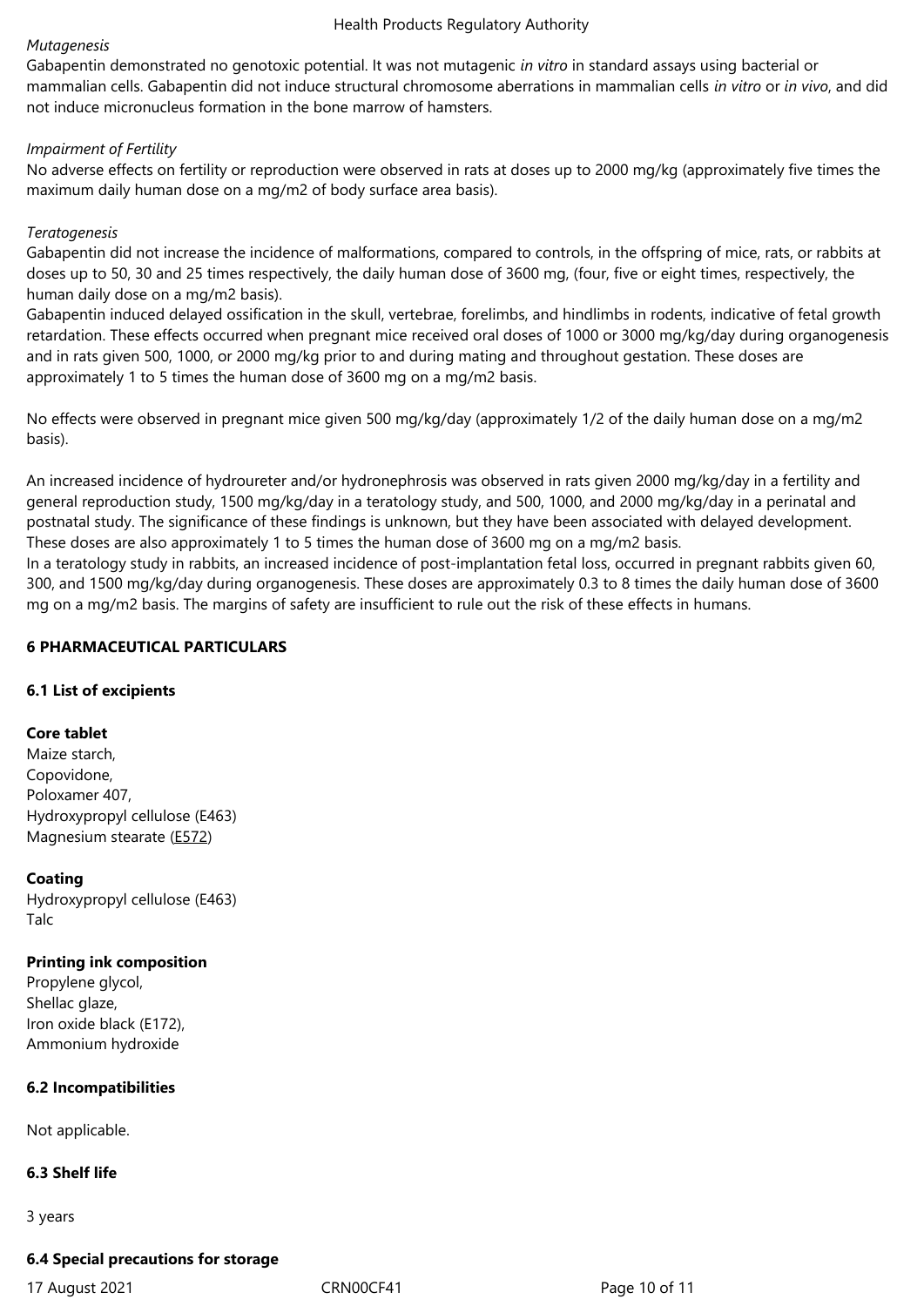*Mutagenesis*

Gabapentin demonstrated no genotoxic potential. It was not mutagenic *in vitro* in standard assays using bacterial or mammalian cells. Gabapentin did not induce structural chromosome aberrations in mammalian cells *in vitro* or *in vivo*, and did not induce micronucleus formation in the bone marrow of hamsters.

*Impairment of Fertility*

No adverse effects on fertility or reproduction were observed in rats at doses up to 2000 mg/kg (approximately five times the maximum daily human dose on a mg/m2 of body surface area basis).

*Teratogenesis*

Gabapentin did not increase the incidence of malformations, compared to controls, in the offspring of mice, rats, or rabbits at doses up to 50, 30 and 25 times respectively, the daily human dose of 3600 mg, (four, five or eight times, respectively, the human daily dose on a mg/m2 basis).

Gabapentin induced delayed ossification in the skull, vertebrae, forelimbs, and hindlimbs in rodents, indicative of fetal growth retardation. These effects occurred when pregnant mice received oral doses of 1000 or 3000 mg/kg/day during organogenesis and in rats given 500, 1000, or 2000 mg/kg prior to and during mating and throughout gestation. These doses are approximately 1 to 5 times the human dose of 3600 mg on a mg/m2 basis.

No effects were observed in pregnant mice given 500 mg/kg/day (approximately 1/2 of the daily human dose on a mg/m2 basis).

An increased incidence of hydroureter and/or hydronephrosis was observed in rats given 2000 mg/kg/day in a fertility and general reproduction study, 1500 mg/kg/day in a teratology study, and 500, 1000, and 2000 mg/kg/day in a perinatal and postnatal study. The significance of these findings is unknown, but they have been associated with delayed development. These doses are also approximately 1 to 5 times the human dose of 3600 mg on a mg/m2 basis.

In a teratology study in rabbits, an increased incidence of post-implantation fetal loss, occurred in pregnant rabbits given 60, 300, and 1500 mg/kg/day during organogenesis. These doses are approximately 0.3 to 8 times the daily human dose of 3600 mg on a mg/m2 basis. The margins of safety are insufficient to rule out the risk of these effects in humans.

## 6 PHARMACEUTICAL PARTICULARS

### 6.1 List of excipients

**Core tablet**

Maize starch,
Copovidone,
Poloxamer 407,
Hydroxypropyl cellulose (E463)
Magnesium stearate (E572)

**Coating**

Hydroxypropyl cellulose (E463)
Talc

**Printing ink composition**

Propylene glycol,
Shellac glaze,
Iron oxide black (E172),
Ammonium hydroxide

### 6.2 Incompatibilities

Not applicable.

### 6.3 Shelf life

3 years

### 6.4 Special precautions for storage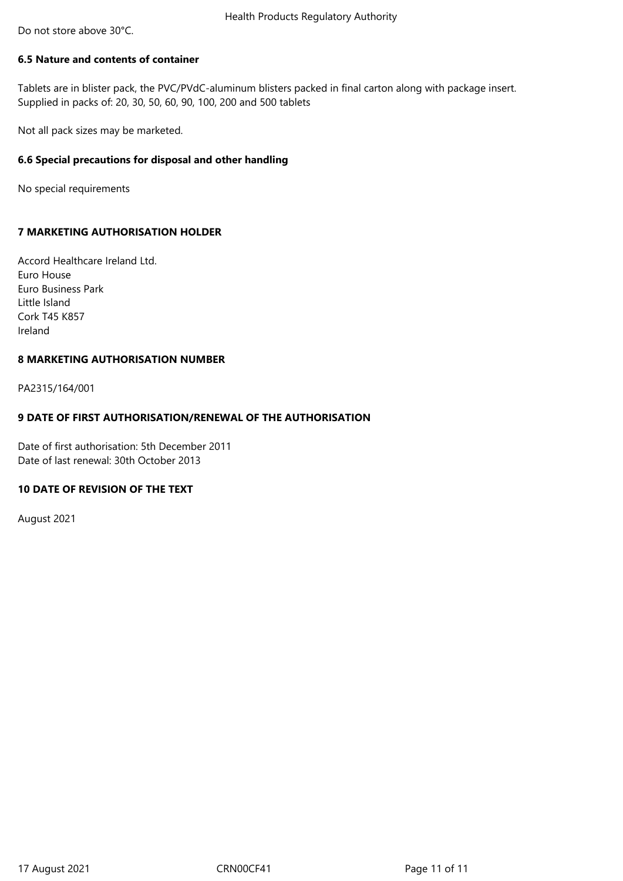Do not store above 30°C.

**6.5 Nature and contents of container**

Tablets are in blister pack, the PVC/PVdC-aluminum blisters packed in final carton along with package insert.
Supplied in packs of: 20, 30, 50, 60, 90, 100, 200 and 500 tablets

Not all pack sizes may be marketed.

**6.6 Special precautions for disposal and other handling**

No special requirements

**7 MARKETING AUTHORISATION HOLDER**

Accord Healthcare Ireland Ltd.
Euro House
Euro Business Park
Little Island
Cork T45 K857
Ireland

**8 MARKETING AUTHORISATION NUMBER**

PA2315/164/001

**9 DATE OF FIRST AUTHORISATION/RENEWAL OF THE AUTHORISATION**

Date of first authorisation: 5th December 2011
Date of last renewal: 30th October 2013

**10 DATE OF REVISION OF THE TEXT**

August 2021